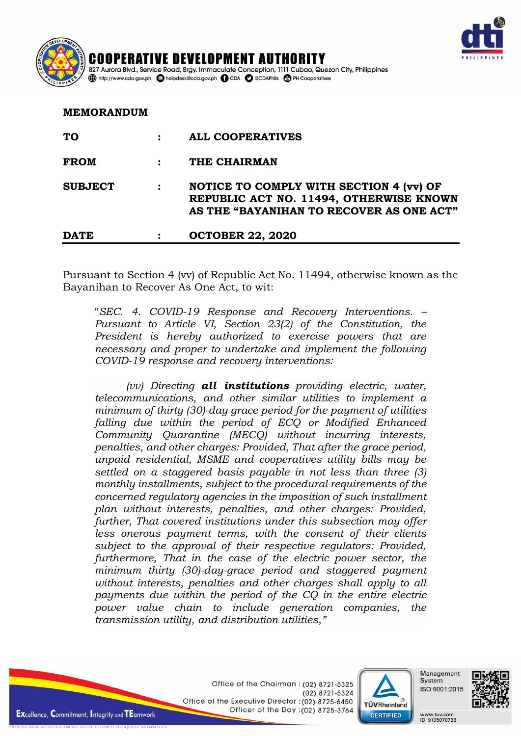# COOPERATIVE DEVELOPMENT AUTHORITY

827 Aurora Blvd., Service Road, Brgy. Immaculate Conception, 1111 Cubao, Quezon City, Philippines

http://www.cda.gov.ph helpdesk@cda.gov.ph CDA @CDAPhils PH Cooperatives

## MEMORANDUM

| | | |
|---|---|---|
| **TO** | : | **ALL COOPERATIVES** |
| **FROM** | : | **THE CHAIRMAN** |
| **SUBJECT** | : | **NOTICE TO COMPLY WITH SECTION 4 (vv) OF REPUBLIC ACT NO. 11494, OTHERWISE KNOWN AS THE "BAYANIHAN TO RECOVER AS ONE ACT"** |
| **DATE** | : | **OCTOBER 22, 2020** |

Pursuant to Section 4 (vv) of Republic Act No. 11494, otherwise known as the Bayanihan to Recover As One Act, to wit:

> "*SEC. 4. COVID-19 Response and Recovery Interventions. – Pursuant to Article VI, Section 23(2) of the Constitution, the President is hereby authorized to exercise powers that are necessary and proper to undertake and implement the following COVID-19 response and recovery interventions:*
>
> *(vv) Directing* ***all institutions*** *providing electric, water, telecommunications, and other similar utilities to implement a minimum of thirty (30)-day grace period for the payment of utilities falling due within the period of ECQ or Modified Enhanced Community Quarantine (MECQ) without incurring interests, penalties, and other charges: Provided, That after the grace period, unpaid residential, MSME and cooperatives utility bills may be settled on a staggered basis payable in not less than three (3) monthly installments, subject to the procedural requirements of the concerned regulatory agencies in the imposition of such installment plan without interests, penalties, and other charges: Provided, further, That covered institutions under this subsection may offer less onerous payment terms, with the consent of their clients subject to the approval of their respective regulators: Provided, furthermore, That in the case of the electric power sector, the minimum thirty (30)-day-grace period and staggered payment without interests, penalties and other charges shall apply to all payments due within the period of the CQ in the entire electric power value chain to include generation companies, the transmission utility, and distribution utilities,"*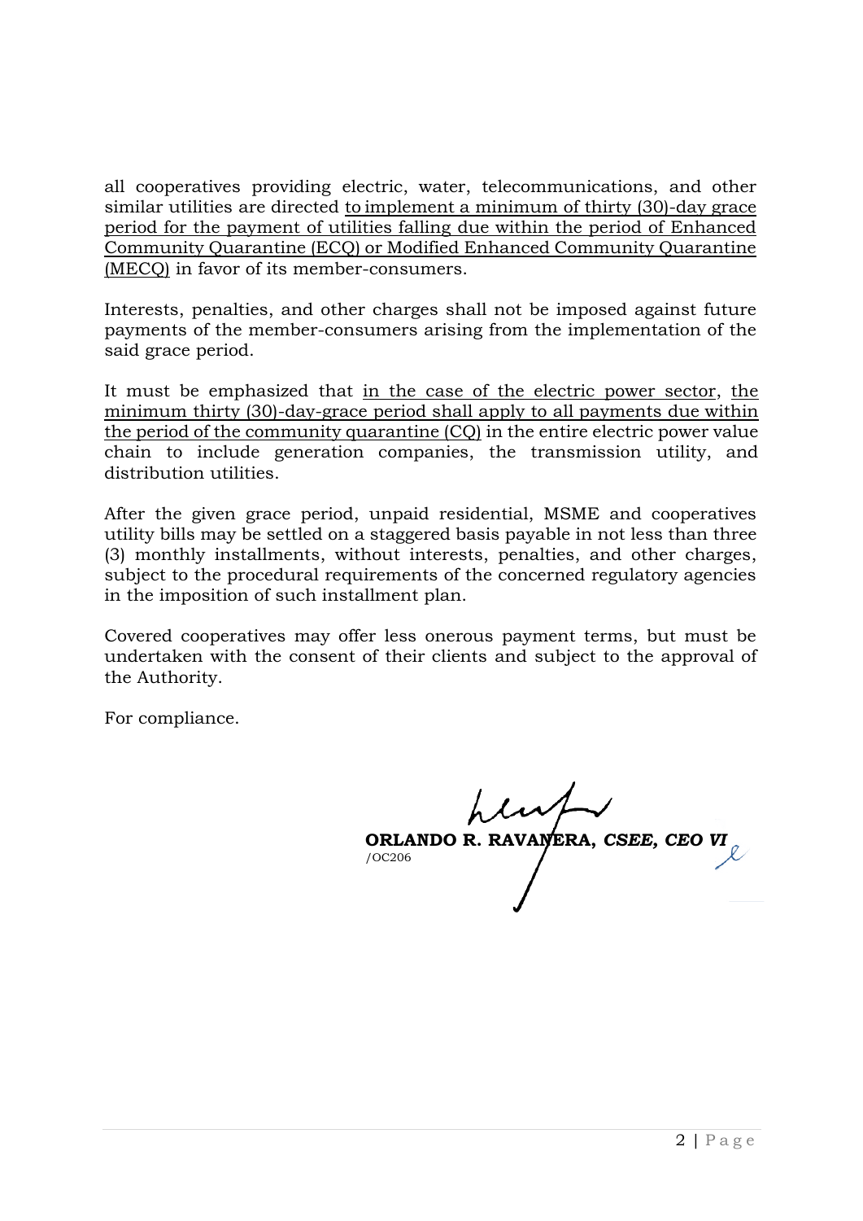all cooperatives providing electric, water, telecommunications, and other similar utilities are directed <u>to implement a minimum of thirty (30)-day grace period for the payment of utilities falling due within the period of Enhanced Community Quarantine (ECQ) or Modified Enhanced Community Quarantine (MECQ)</u> in favor of its member-consumers.

Interests, penalties, and other charges shall not be imposed against future payments of the member-consumers arising from the implementation of the said grace period.

It must be emphasized that <u>in the case of the electric power sector</u>, <u>the minimum thirty (30)-day-grace period shall apply to all payments due within the period of the community quarantine (CQ)</u> in the entire electric power value chain to include generation companies, the transmission utility, and distribution utilities.

After the given grace period, unpaid residential, MSME and cooperatives utility bills may be settled on a staggered basis payable in not less than three (3) monthly installments, without interests, penalties, and other charges, subject to the procedural requirements of the concerned regulatory agencies in the imposition of such installment plan.

Covered cooperatives may offer less onerous payment terms, but must be undertaken with the consent of their clients and subject to the approval of the Authority.

For compliance.

**ORLANDO R. RAVANERA,** ***CSEE, CEO VI***
/OC206